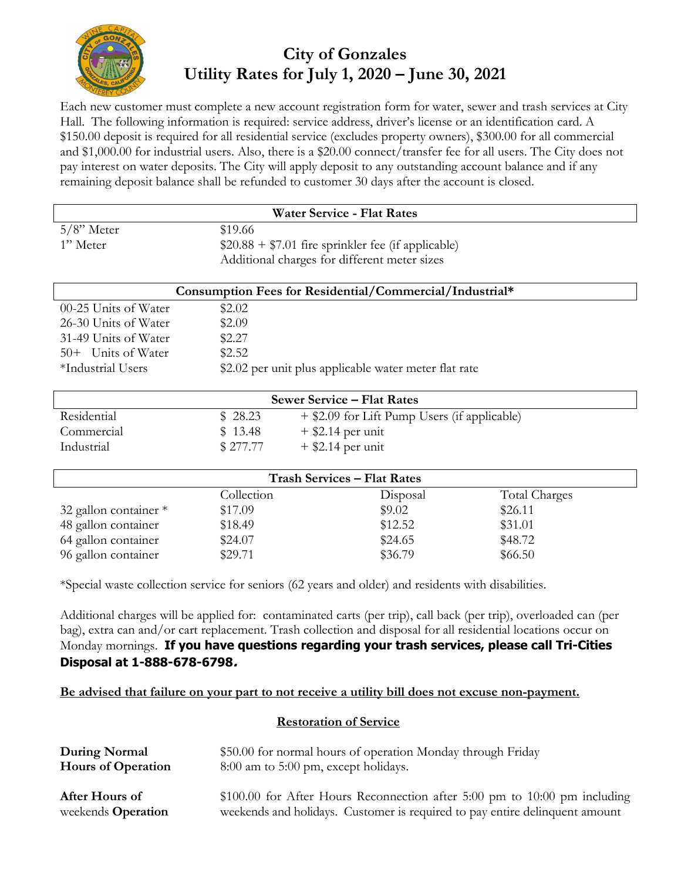# City of Gonzales
# Utility Rates for July 1, 2020 – June 30, 2021

Each new customer must complete a new account registration form for water, sewer and trash services at City Hall. The following information is required: service address, driver's license or an identification card. A $150.00 deposit is required for all residential service (excludes property owners), $300.00 for all commercial and $1,000.00 for industrial users. Also, there is a $20.00 connect/transfer fee for all users. The City does not pay interest on water deposits. The City will apply deposit to any outstanding account balance and if any remaining deposit balance shall be refunded to customer 30 days after the account is closed.

| Water Service - Flat Rates | |
|---|---|
| 5/8" Meter | $19.66 |
| 1" Meter | $20.88 + $7.01 fire sprinkler fee (if applicable) |
| | Additional charges for different meter sizes |

| Consumption Fees for Residential/Commercial/Industrial* | |
|---|---|
| 00-25 Units of Water | $2.02 |
| 26-30 Units of Water | $2.09 |
| 31-49 Units of Water | $2.27 |
| 50+ Units of Water | $2.52 |
| *Industrial Users | $2.02 per unit plus applicable water meter flat rate |

| Sewer Service – Flat Rates | | |
|---|---|---|
| Residential | $ 28.23 | + $2.09 for Lift Pump Users (if applicable) |
| Commercial | $ 13.48 | + $2.14 per unit |
| Industrial | $ 277.77 | + $2.14 per unit |

| Trash Services – Flat Rates | | | |
|---|---|---|---|
| | Collection | Disposal | Total Charges |
| 32 gallon container * | $17.09 | $9.02 | $26.11 |
| 48 gallon container | $18.49 | $12.52 | $31.01 |
| 64 gallon container | $24.07 | $24.65 | $48.72 |
| 96 gallon container | $29.71 | $36.79 | $66.50 |

*Special waste collection service for seniors (62 years and older) and residents with disabilities.

Additional charges will be applied for: contaminated carts (per trip), call back (per trip), overloaded can (per bag), extra can and/or cart replacement. Trash collection and disposal for all residential locations occur on Monday mornings. **If you have questions regarding your trash services, please call Tri-Cities Disposal at 1-888-678-6798.**

**Be advised that failure on your part to not receive a utility bill does not excuse non-payment.**

## Restoration of Service

**During Normal Hours of Operation** — $50.00 for normal hours of operation Monday through Friday 8:00 am to 5:00 pm, except holidays.

**After Hours of** weekends **Operation** — $100.00 for After Hours Reconnection after 5:00 pm to 10:00 pm including weekends and holidays. Customer is required to pay entire delinquent amount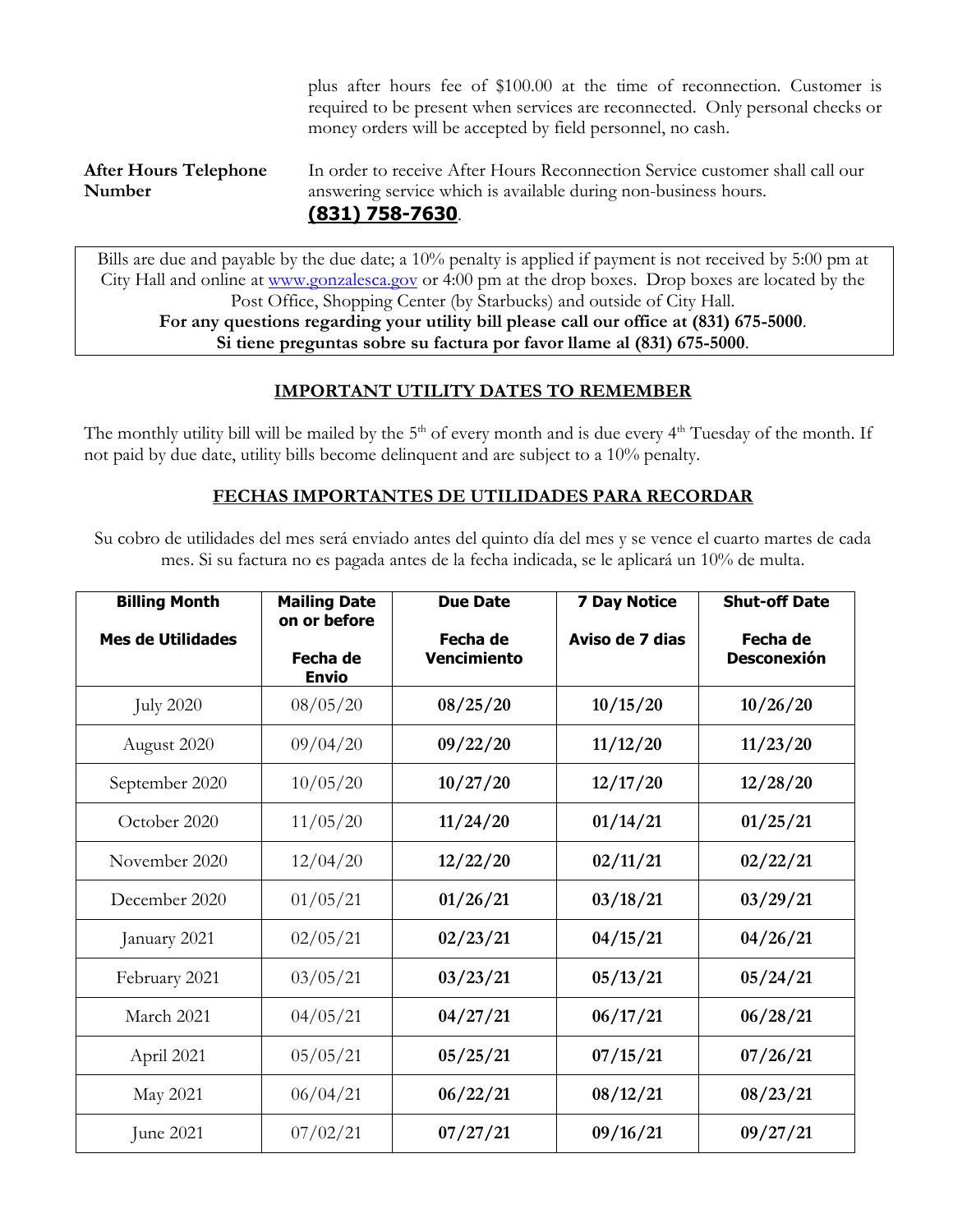plus after hours fee of $100.00 at the time of reconnection. Customer is required to be present when services are reconnected. Only personal checks or money orders will be accepted by field personnel, no cash.

**After Hours Telephone Number**

In order to receive After Hours Reconnection Service customer shall call our answering service which is available during non-business hours.
**(831) 758-7630**.

Bills are due and payable by the due date; a 10% penalty is applied if payment is not received by 5:00 pm at City Hall and online at www.gonzalesca.gov or 4:00 pm at the drop boxes. Drop boxes are located by the Post Office, Shopping Center (by Starbucks) and outside of City Hall.
**For any questions regarding your utility bill please call our office at (831) 675-5000.**
**Si tiene preguntas sobre su factura por favor llame al (831) 675-5000.**

## IMPORTANT UTILITY DATES TO REMEMBER

The monthly utility bill will be mailed by the 5th of every month and is due every 4th Tuesday of the month. If not paid by due date, utility bills become delinquent and are subject to a 10% penalty.

## FECHAS IMPORTANTES DE UTILIDADES PARA RECORDAR

Su cobro de utilidades del mes será enviado antes del quinto día del mes y se vence el cuarto martes de cada mes. Si su factura no es pagada antes de la fecha indicada, se le aplicará un 10% de multa.

| Billing Month<br>Mes de Utilidades | Mailing Date on or before<br>Fecha de Envio | Due Date<br>Fecha de Vencimiento | 7 Day Notice<br>Aviso de 7 dias | Shut-off Date<br>Fecha de Desconexión |
|---|---|---|---|---|
| July 2020 | 08/05/20 | **08/25/20** | **10/15/20** | **10/26/20** |
| August 2020 | 09/04/20 | **09/22/20** | **11/12/20** | **11/23/20** |
| September 2020 | 10/05/20 | **10/27/20** | **12/17/20** | **12/28/20** |
| October 2020 | 11/05/20 | **11/24/20** | **01/14/21** | **01/25/21** |
| November 2020 | 12/04/20 | **12/22/20** | **02/11/21** | **02/22/21** |
| December 2020 | 01/05/21 | **01/26/21** | **03/18/21** | **03/29/21** |
| January 2021 | 02/05/21 | **02/23/21** | **04/15/21** | **04/26/21** |
| February 2021 | 03/05/21 | **03/23/21** | **05/13/21** | **05/24/21** |
| March 2021 | 04/05/21 | **04/27/21** | **06/17/21** | **06/28/21** |
| April 2021 | 05/05/21 | **05/25/21** | **07/15/21** | **07/26/21** |
| May 2021 | 06/04/21 | **06/22/21** | **08/12/21** | **08/23/21** |
| June 2021 | 07/02/21 | **07/27/21** | **09/16/21** | **09/27/21** |